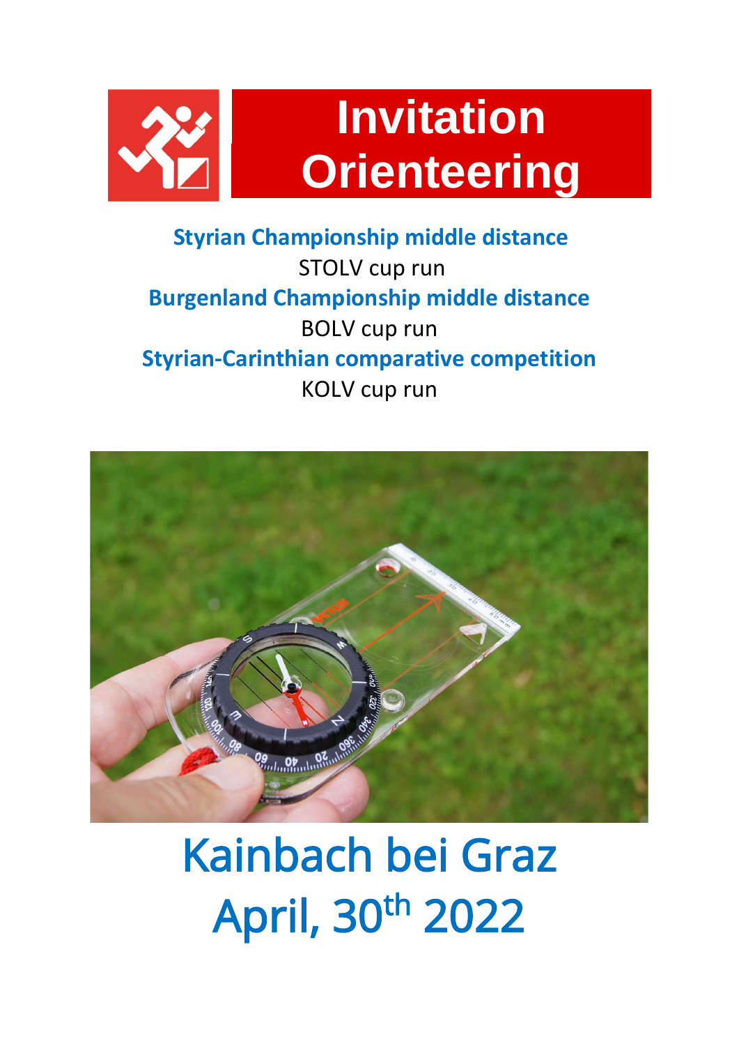# Invitation Orienteering

**Styrian Championship middle distance**

STOLV cup run

**Burgenland Championship middle distance**

BOLV cup run

**Styrian-Carinthian comparative competition**

KOLV cup run

## Kainbach bei Graz

## April, 30th 2022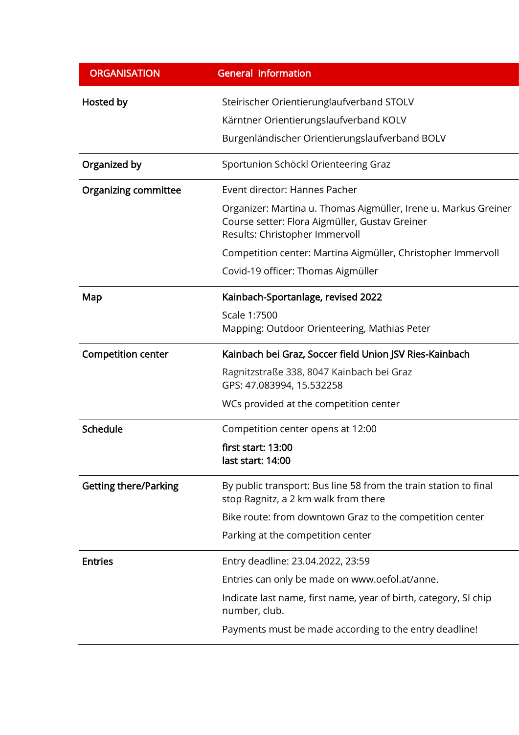| ORGANISATION | General Information |
| --- | --- |
| **Hosted by** | Steirischer Orientierunglaufverband STOLV<br>Kärntner Orientierungslaufverband KOLV<br>Burgenländischer Orientierungslaufverband BOLV |
| **Organized by** | Sportunion Schöckl Orienteering Graz |
| **Organizing committee** | Event director: Hannes Pacher<br>Organizer: Martina u. Thomas Aigmüller, Irene u. Markus Greiner<br>Course setter: Flora Aigmüller, Gustav Greiner<br>Results: Christopher Immervoll<br>Competition center: Martina Aigmüller, Christopher Immervoll<br>Covid-19 officer: Thomas Aigmüller |
| **Map** | **Kainbach-Sportanlage, revised 2022**<br>Scale 1:7500<br>Mapping: Outdoor Orienteering, Mathias Peter |
| **Competition center** | **Kainbach bei Graz, Soccer field Union JSV Ries-Kainbach**<br>Ragnitzstraße 338, 8047 Kainbach bei Graz<br>GPS: 47.083994, 15.532258<br>WCs provided at the competition center |
| **Schedule** | Competition center opens at 12:00<br>**first start: 13:00**<br>**last start: 14:00** |
| **Getting there/Parking** | By public transport: Bus line 58 from the train station to final stop Ragnitz, a 2 km walk from there<br>Bike route: from downtown Graz to the competition center<br>Parking at the competition center |
| **Entries** | Entry deadline: 23.04.2022, 23:59<br>Entries can only be made on www.oefol.at/anne.<br>Indicate last name, first name, year of birth, category, SI chip number, club.<br>Payments must be made according to the entry deadline! |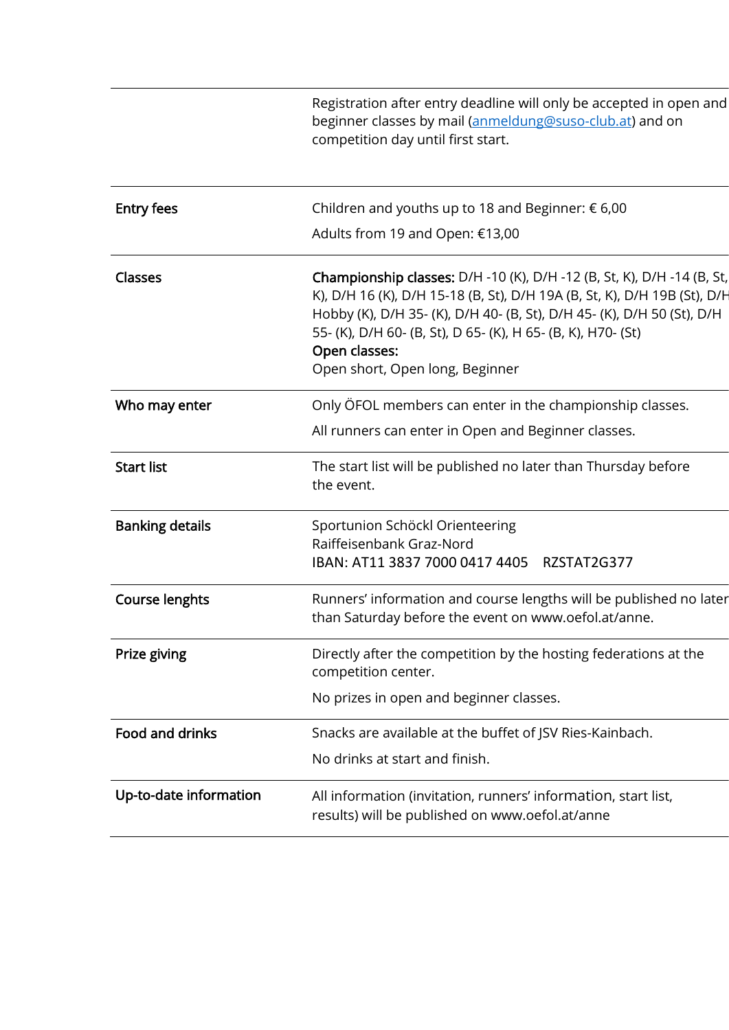| | |
|---|---|
| | Registration after entry deadline will only be accepted in open and beginner classes by mail ([anmeldung@suso-club.at](mailto:anmeldung@suso-club.at)) and on competition day until first start. |
| **Entry fees** | Children and youths up to 18 and Beginner: € 6,00<br>Adults from 19 and Open: €13,00 |
| **Classes** | **Championship classes:** D/H -10 (K), D/H -12 (B, St, K), D/H -14 (B, St, K), D/H 16 (K), D/H 15-18 (B, St), D/H 19A (B, St, K), D/H 19B (St), D/H Hobby (K), D/H 35- (K), D/H 40- (B, St), D/H 45- (K), D/H 50 (St), D/H 55- (K), D/H 60- (B, St), D 65- (K), H 65- (B, K), H70- (St)<br>**Open classes:**<br>Open short, Open long, Beginner |
| **Who may enter** | Only ÖFOL members can enter in the championship classes.<br>All runners can enter in Open and Beginner classes. |
| **Start list** | The start list will be published no later than Thursday before the event. |
| **Banking details** | Sportunion Schöckl Orienteering<br>Raiffeisenbank Graz-Nord<br>IBAN: AT11 3837 7000 0417 4405 RZSTAT2G377 |
| **Course lenghts** | Runners' information and course lengths will be published no later than Saturday before the event on www.oefol.at/anne. |
| **Prize giving** | Directly after the competition by the hosting federations at the competition center.<br>No prizes in open and beginner classes. |
| **Food and drinks** | Snacks are available at the buffet of JSV Ries-Kainbach.<br>No drinks at start and finish. |
| **Up-to-date information** | All information (invitation, runners' information, start list, results) will be published on www.oefol.at/anne |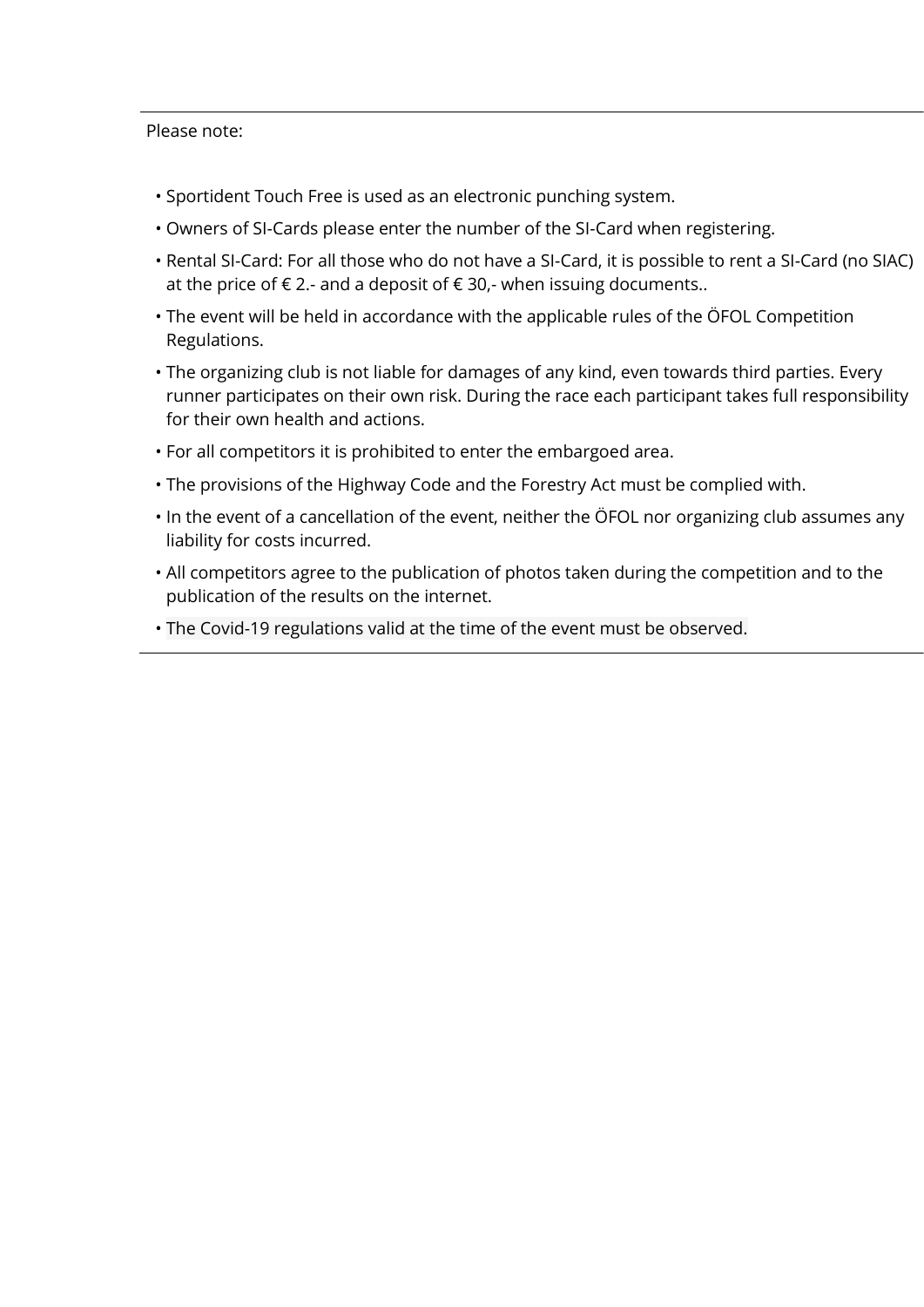Please note:

- Sportident Touch Free is used as an electronic punching system.
- Owners of SI-Cards please enter the number of the SI-Card when registering.
- Rental SI-Card: For all those who do not have a SI-Card, it is possible to rent a SI-Card (no SIAC) at the price of € 2.- and a deposit of € 30,- when issuing documents..
- The event will be held in accordance with the applicable rules of the ÖFOL Competition Regulations.
- The organizing club is not liable for damages of any kind, even towards third parties. Every runner participates on their own risk. During the race each participant takes full responsibility for their own health and actions.
- For all competitors it is prohibited to enter the embargoed area.
- The provisions of the Highway Code and the Forestry Act must be complied with.
- In the event of a cancellation of the event, neither the ÖFOL nor organizing club assumes any liability for costs incurred.
- All competitors agree to the publication of photos taken during the competition and to the publication of the results on the internet.
- The Covid-19 regulations valid at the time of the event must be observed.